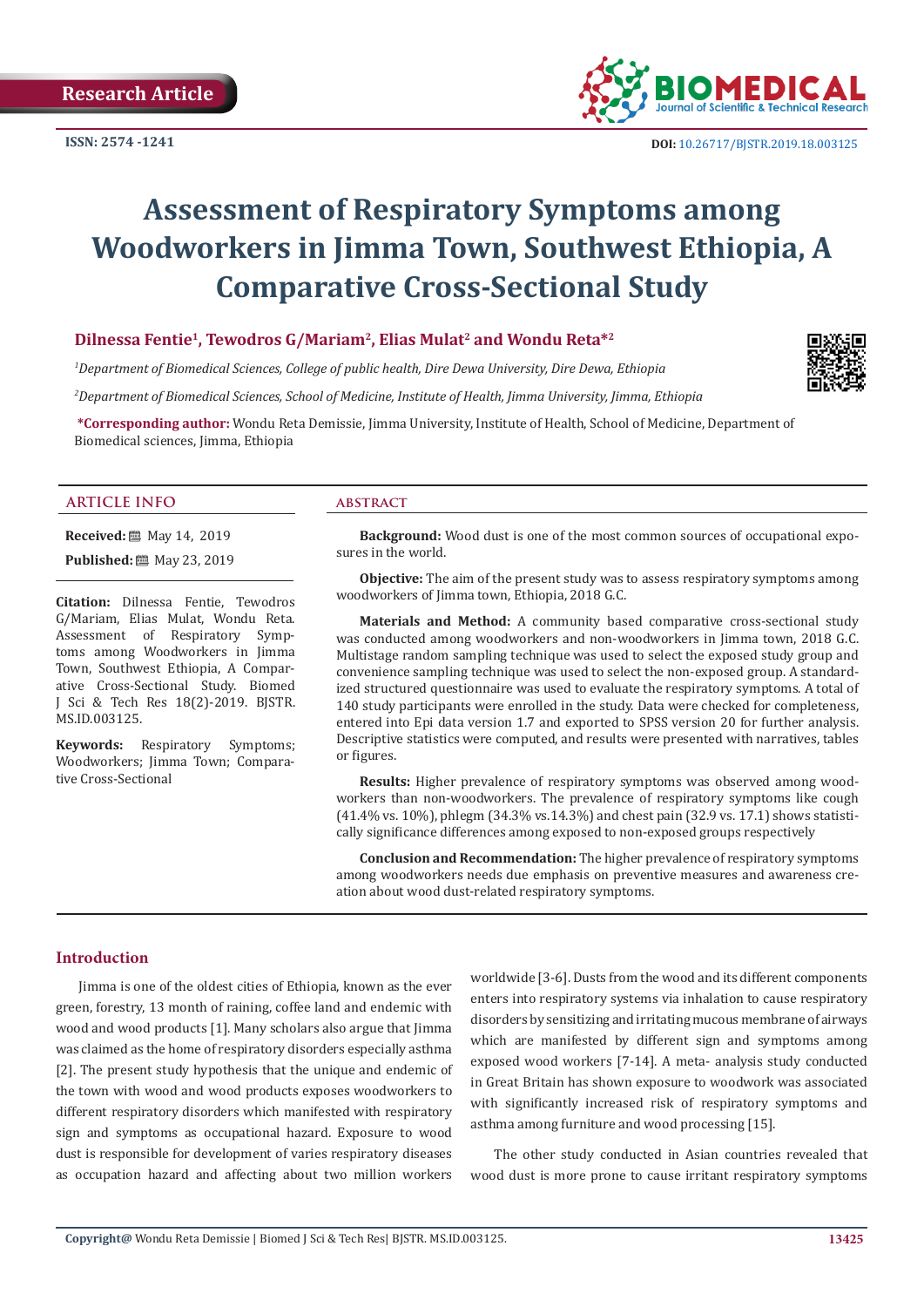Research Article

ISSN: 2574 -1241

DOI: 10.26717/BJSTR.2019.18.003125

# Assessment of Respiratory Symptoms among Woodworkers in Jimma Town, Southwest Ethiopia, A Comparative Cross-Sectional Study

**Dilnessa Fentie[1], Tewodros G/Mariam[2], Elias Mulat[2] and Wondu Reta*[2]**

*[1]Department of Biomedical Sciences, College of public health, Dire Dewa University, Dire Dewa, Ethiopia*

*[2]Department of Biomedical Sciences, School of Medicine, Institute of Health, Jimma University, Jimma, Ethiopia*

**\*Corresponding author:** Wondu Reta Demissie, Jimma University, Institute of Health, School of Medicine, Department of Biomedical sciences, Jimma, Ethiopia

## ARTICLE INFO

**Received:** May 14, 2019

**Published:** May 23, 2019

**Citation:** Dilnessa Fentie, Tewodros G/Mariam, Elias Mulat, Wondu Reta. Assessment of Respiratory Symptoms among Woodworkers in Jimma Town, Southwest Ethiopia, A Comparative Cross-Sectional Study. Biomed J Sci & Tech Res 18(2)-2019. BJSTR. MS.ID.003125.

**Keywords:** Respiratory Symptoms; Woodworkers; Jimma Town; Comparative Cross-Sectional

## ABSTRACT

**Background:** Wood dust is one of the most common sources of occupational exposures in the world.

**Objective:** The aim of the present study was to assess respiratory symptoms among woodworkers of Jimma town, Ethiopia, 2018 G.C.

**Materials and Method:** A community based comparative cross-sectional study was conducted among woodworkers and non-woodworkers in Jimma town, 2018 G.C. Multistage random sampling technique was used to select the exposed study group and convenience sampling technique was used to select the non-exposed group. A standardized structured questionnaire was used to evaluate the respiratory symptoms. A total of 140 study participants were enrolled in the study. Data were checked for completeness, entered into Epi data version 1.7 and exported to SPSS version 20 for further analysis. Descriptive statistics were computed, and results were presented with narratives, tables or figures.

**Results:** Higher prevalence of respiratory symptoms was observed among woodworkers than non-woodworkers. The prevalence of respiratory symptoms like cough (41.4% vs. 10%), phlegm (34.3% vs.14.3%) and chest pain (32.9 vs. 17.1) shows statistically significance differences among exposed to non-exposed groups respectively

**Conclusion and Recommendation:** The higher prevalence of respiratory symptoms among woodworkers needs due emphasis on preventive measures and awareness creation about wood dust-related respiratory symptoms.

## Introduction

Jimma is one of the oldest cities of Ethiopia, known as the ever green, forestry, 13 month of raining, coffee land and endemic with wood and wood products [1]. Many scholars also argue that Jimma was claimed as the home of respiratory disorders especially asthma [2]. The present study hypothesis that the unique and endemic of the town with wood and wood products exposes woodworkers to different respiratory disorders which manifested with respiratory sign and symptoms as occupational hazard. Exposure to wood dust is responsible for development of varies respiratory diseases as occupation hazard and affecting about two million workers worldwide [3-6]. Dusts from the wood and its different components enters into respiratory systems via inhalation to cause respiratory disorders by sensitizing and irritating mucous membrane of airways which are manifested by different sign and symptoms among exposed wood workers [7-14]. A meta- analysis study conducted in Great Britain has shown exposure to woodwork was associated with significantly increased risk of respiratory symptoms and asthma among furniture and wood processing [15].

The other study conducted in Asian countries revealed that wood dust is more prone to cause irritant respiratory symptoms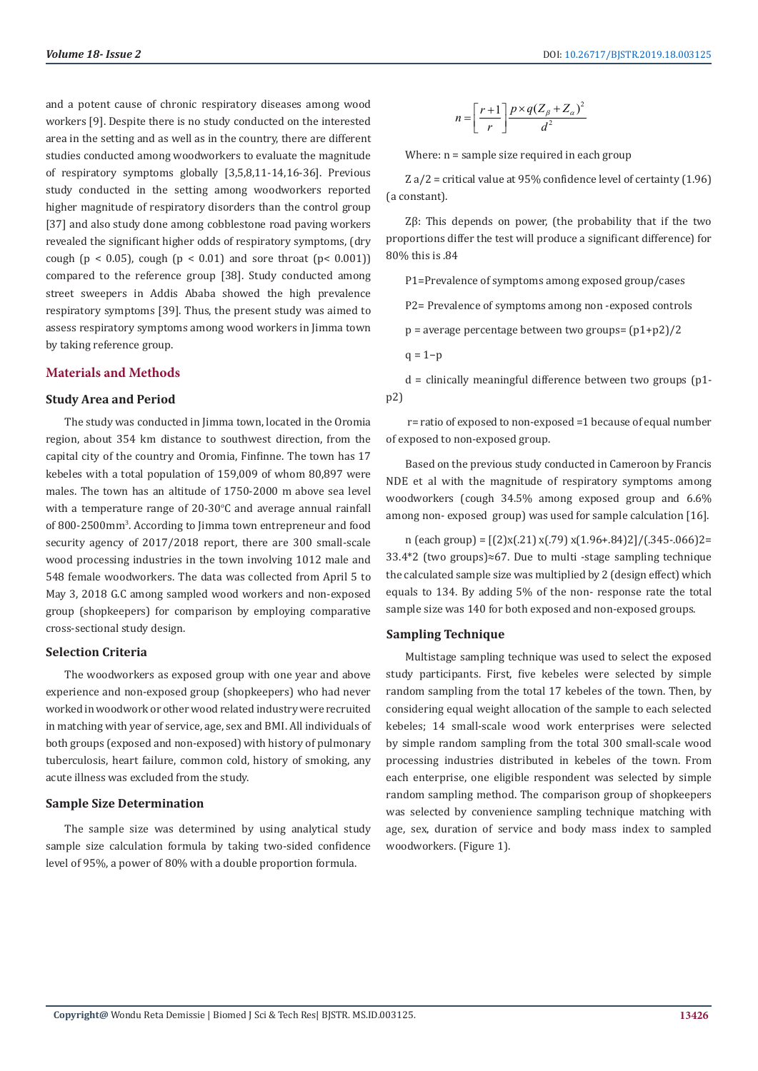and a potent cause of chronic respiratory diseases among wood workers [9]. Despite there is no study conducted on the interested area in the setting and as well as in the country, there are different studies conducted among woodworkers to evaluate the magnitude of respiratory symptoms globally [3,5,8,11-14,16-36]. Previous study conducted in the setting among woodworkers reported higher magnitude of respiratory disorders than the control group [37] and also study done among cobblestone road paving workers revealed the significant higher odds of respiratory symptoms, (dry cough ($p < 0.05$), cough ($p < 0.01$) and sore throat ($p < 0.001$)) compared to the reference group [38]. Study conducted among street sweepers in Addis Ababa showed the high prevalence respiratory symptoms [39]. Thus, the present study was aimed to assess respiratory symptoms among wood workers in Jimma town by taking reference group.

## Materials and Methods

### Study Area and Period

The study was conducted in Jimma town, located in the Oromia region, about 354 km distance to southwest direction, from the capital city of the country and Oromia, Finfinne. The town has 17 kebeles with a total population of 159,009 of whom 80,897 were males. The town has an altitude of 1750-2000 m above sea level with a temperature range of 20-30°C and average annual rainfall of 800-2500mm[3]. According to Jimma town entrepreneur and food security agency of 2017/2018 report, there are 300 small-scale wood processing industries in the town involving 1012 male and 548 female woodworkers. The data was collected from April 5 to May 3, 2018 G.C among sampled wood workers and non-exposed group (shopkeepers) for comparison by employing comparative cross-sectional study design.

### Selection Criteria

The woodworkers as exposed group with one year and above experience and non-exposed group (shopkeepers) who had never worked in woodwork or other wood related industry were recruited in matching with year of service, age, sex and BMI. All individuals of both groups (exposed and non-exposed) with history of pulmonary tuberculosis, heart failure, common cold, history of smoking, any acute illness was excluded from the study.

### Sample Size Determination

The sample size was determined by using analytical study sample size calculation formula by taking two-sided confidence level of 95%, a power of 80% with a double proportion formula.

$$n = \left[\frac{r+1}{r}\right]\frac{p \times q(Z_{\beta} + Z_{\alpha})^2}{d^2}$$

Where: n = sample size required in each group

$Z_{a/2}$ = critical value at 95% confidence level of certainty (1.96) (a constant).

$Z_{\beta}$: This depends on power, (the probability that if the two proportions differ the test will produce a significant difference) for 80% this is .84

P1=Prevalence of symptoms among exposed group/cases

P2= Prevalence of symptoms among non -exposed controls

p = average percentage between two groups= (p1+p2)/2

$q = 1-p$

d = clinically meaningful difference between two groups (p1-p2)

r= ratio of exposed to non-exposed =1 because of equal number of exposed to non-exposed group.

Based on the previous study conducted in Cameroon by Francis NDE et al with the magnitude of respiratory symptoms among woodworkers (cough 34.5% among exposed group and 6.6% among non- exposed group) was used for sample calculation [16].

n (each group) = [(2)x(.21) x(.79) x(1.96+.84)2]/(.345-.066)2= 33.4*2 (two groups)≈67. Due to multi -stage sampling technique the calculated sample size was multiplied by 2 (design effect) which equals to 134. By adding 5% of the non- response rate the total sample size was 140 for both exposed and non-exposed groups.

### Sampling Technique

Multistage sampling technique was used to select the exposed study participants. First, five kebeles were selected by simple random sampling from the total 17 kebeles of the town. Then, by considering equal weight allocation of the sample to each selected kebeles; 14 small-scale wood work enterprises were selected by simple random sampling from the total 300 small-scale wood processing industries distributed in kebeles of the town. From each enterprise, one eligible respondent was selected by simple random sampling method. The comparison group of shopkeepers was selected by convenience sampling technique matching with age, sex, duration of service and body mass index to sampled woodworkers. (Figure 1).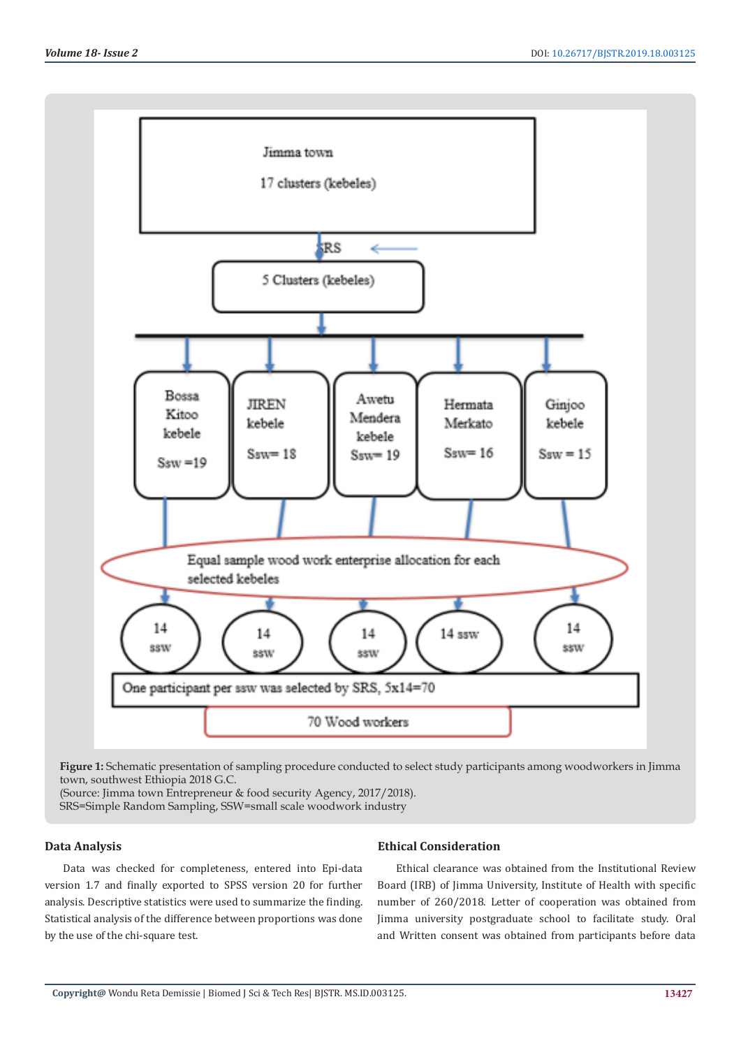Jimma town

17 clusters (kebeles)

SRS

5 Clusters (kebeles)

| Bossa Kitoo kebele | JIREN kebele | Awetu Mendera kebele | Hermata Merkato | Ginjoo kebele |
|---|---|---|---|---|
| Ssw =19 | Ssw= 18 | Ssw= 19 | Ssw= 16 | Ssw = 15 |

Equal sample wood work enterprise allocation for each selected kebeles

| 14 ssw | 14 ssw | 14 ssw | 14 ssw | 14 ssw |
|---|---|---|---|---|

One participant per ssw was selected by SRS, 5x14=70

70 Wood workers

**Figure 1:** Schematic presentation of sampling procedure conducted to select study participants among woodworkers in Jimma town, southwest Ethiopia 2018 G.C.
(Source: Jimma town Entrepreneur & food security Agency, 2017/2018).
SRS=Simple Random Sampling, SSW=small scale woodwork industry

### Data Analysis

Data was checked for completeness, entered into Epi-data version 1.7 and finally exported to SPSS version 20 for further analysis. Descriptive statistics were used to summarize the finding. Statistical analysis of the difference between proportions was done by the use of the chi-square test.

### Ethical Consideration

Ethical clearance was obtained from the Institutional Review Board (IRB) of Jimma University, Institute of Health with specific number of 260/2018. Letter of cooperation was obtained from Jimma university postgraduate school to facilitate study. Oral and Written consent was obtained from participants before data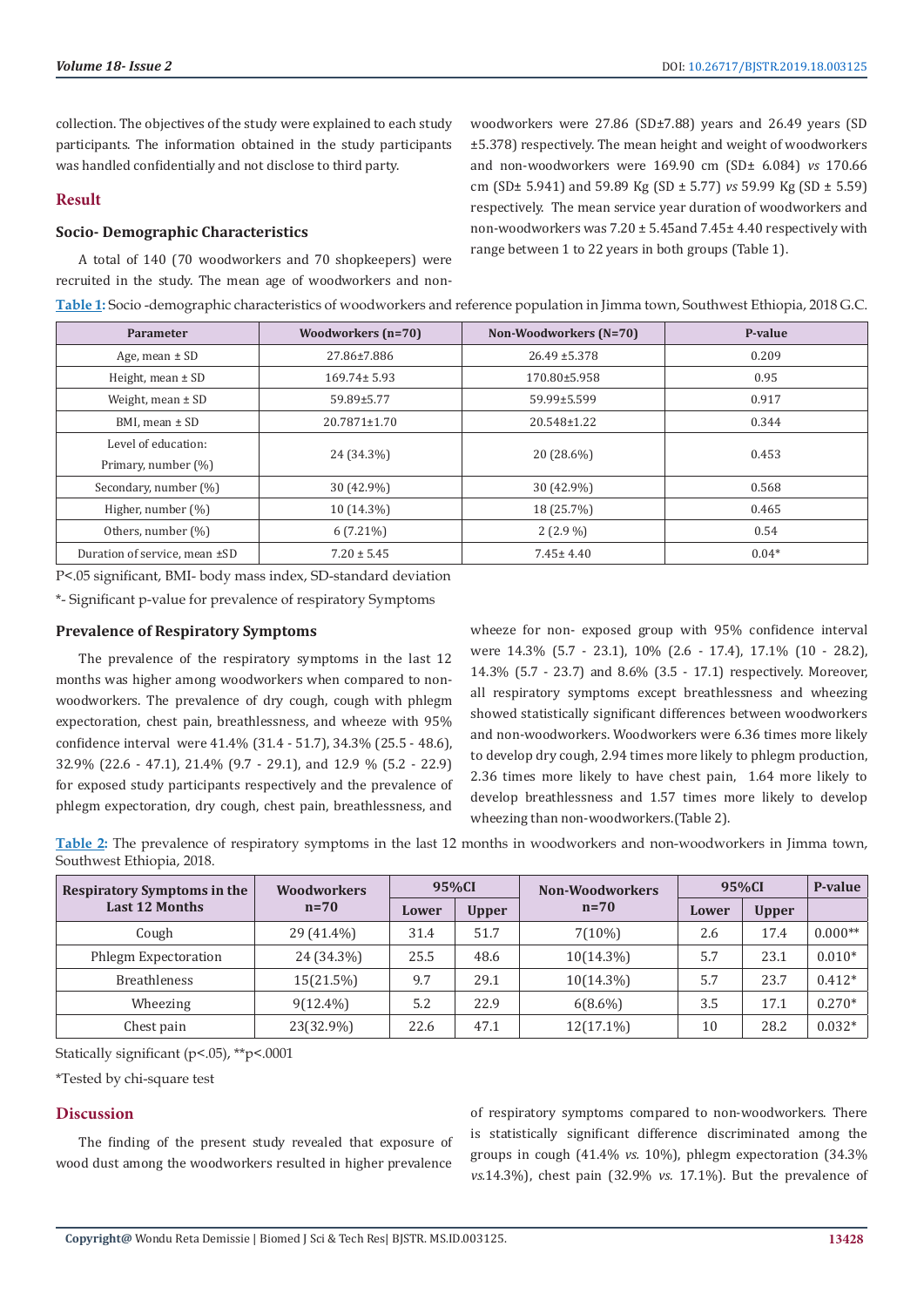collection. The objectives of the study were explained to each study participants. The information obtained in the study participants was handled confidentially and not disclose to third party.

## Result

### Socio- Demographic Characteristics

A total of 140 (70 woodworkers and 70 shopkeepers) were recruited in the study. The mean age of woodworkers and non-woodworkers were 27.86 (SD±7.88) years and 26.49 years (SD ±5.378) respectively. The mean height and weight of woodworkers and non-woodworkers were 169.90 cm (SD± 6.084) *vs* 170.66 cm (SD± 5.941) and 59.89 Kg (SD ± 5.77) *vs* 59.99 Kg (SD ± 5.59) respectively. The mean service year duration of woodworkers and non-woodworkers was 7.20 ± 5.45and 7.45± 4.40 respectively with range between 1 to 22 years in both groups (Table 1).

**Table 1:** Socio -demographic characteristics of woodworkers and reference population in Jimma town, Southwest Ethiopia, 2018 G.C.

| Parameter | Woodworkers (n=70) | Non-Woodworkers (N=70) | P-value |
|---|---|---|---|
| Age, mean ± SD | 27.86±7.886 | 26.49 ±5.378 | 0.209 |
| Height, mean ± SD | 169.74± 5.93 | 170.80±5.958 | 0.95 |
| Weight, mean ± SD | 59.89±5.77 | 59.99±5.599 | 0.917 |
| BMI, mean ± SD | 20.7871±1.70 | 20.548±1.22 | 0.344 |
| Level of education: Primary, number (%) | 24 (34.3%) | 20 (28.6%) | 0.453 |
| Secondary, number (%) | 30 (42.9%) | 30 (42.9%) | 0.568 |
| Higher, number (%) | 10 (14.3%) | 18 (25.7%) | 0.465 |
| Others, number (%) | 6 (7.21%) | 2 (2.9 %) | 0.54 |
| Duration of service, mean ±SD | 7.20 ± 5.45 | 7.45± 4.40 | 0.04* |

P<.05 significant, BMI- body mass index, SD-standard deviation

*- Significant p-value for prevalence of respiratory Symptoms

### Prevalence of Respiratory Symptoms

The prevalence of the respiratory symptoms in the last 12 months was higher among woodworkers when compared to non-woodworkers. The prevalence of dry cough, cough with phlegm expectoration, chest pain, breathlessness, and wheeze with 95% confidence interval were 41.4% (31.4 - 51.7), 34.3% (25.5 - 48.6), 32.9% (22.6 - 47.1), 21.4% (9.7 - 29.1), and 12.9 % (5.2 - 22.9) for exposed study participants respectively and the prevalence of phlegm expectoration, dry cough, chest pain, breathlessness, and wheeze for non- exposed group with 95% confidence interval were 14.3% (5.7 - 23.1), 10% (2.6 - 17.4), 17.1% (10 - 28.2), 14.3% (5.7 - 23.7) and 8.6% (3.5 - 17.1) respectively. Moreover, all respiratory symptoms except breathlessness and wheezing showed statistically significant differences between woodworkers and non-woodworkers. Woodworkers were 6.36 times more likely to develop dry cough, 2.94 times more likely to phlegm production, 2.36 times more likely to have chest pain, 1.64 more likely to develop breathlessness and 1.57 times more likely to develop wheezing than non-woodworkers.(Table 2).

**Table 2:** The prevalence of respiratory symptoms in the last 12 months in woodworkers and non-woodworkers in Jimma town, Southwest Ethiopia, 2018.

| Respiratory Symptoms in the Last 12 Months | Woodworkers n=70 | 95%CI | | Non-Woodworkers n=70 | 95%CI | | P-value |
|---|---|---|---|---|---|---|---|
| | | Lower | Upper | | Lower | Upper | |
| Cough | 29 (41.4%) | 31.4 | 51.7 | 7(10%) | 2.6 | 17.4 | 0.000** |
| Phlegm Expectoration | 24 (34.3%) | 25.5 | 48.6 | 10(14.3%) | 5.7 | 23.1 | 0.010* |
| Breatheleness | 15(21.5%) | 9.7 | 29.1 | 10(14.3%) | 5.7 | 23.7 | 0.412* |
| Wheezing | 9(12.4%) | 5.2 | 22.9 | 6(8.6%) | 3.5 | 17.1 | 0.270* |
| Chest pain | 23(32.9%) | 22.6 | 47.1 | 12(17.1%) | 10 | 28.2 | 0.032* |

Statically significant (p<.05), **p<.0001

*Tested by chi-square test

## Discussion

The finding of the present study revealed that exposure of wood dust among the woodworkers resulted in higher prevalence of respiratory symptoms compared to non-woodworkers. There is statistically significant difference discriminated among the groups in cough (41.4% *vs.* 10%), phlegm expectoration (34.3% *vs.*14.3%), chest pain (32.9% *vs.* 17.1%). But the prevalence of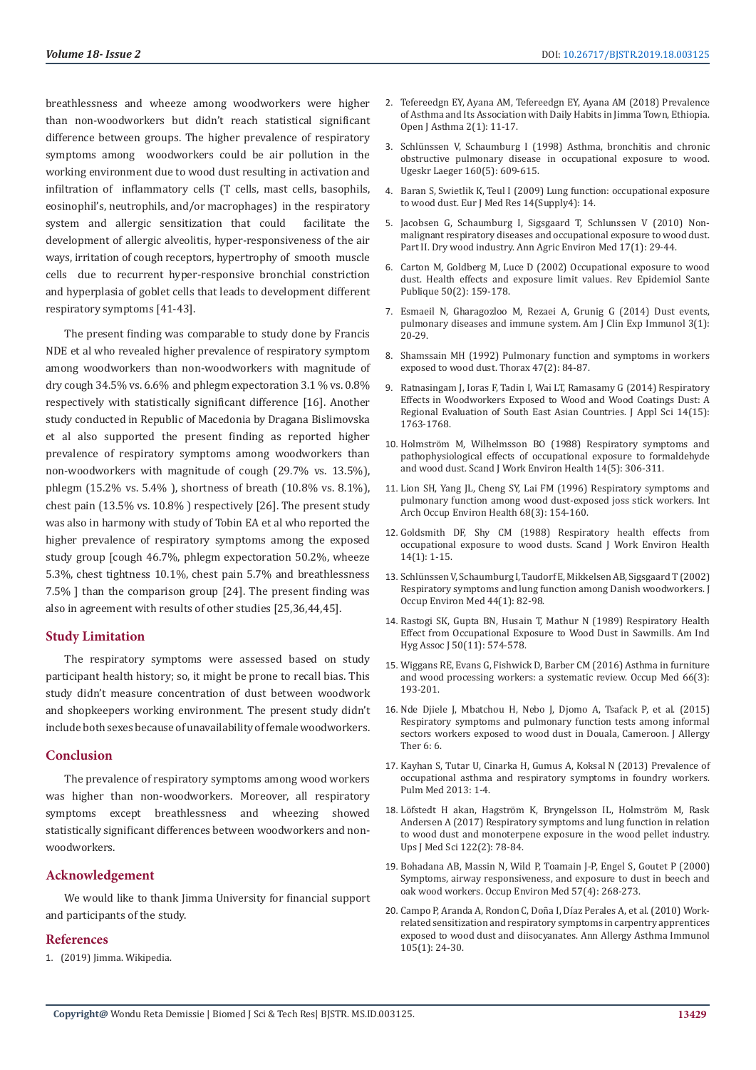breathlessness and wheeze among woodworkers were higher than non-woodworkers but didn't reach statistical significant difference between groups. The higher prevalence of respiratory symptoms among woodworkers could be air pollution in the working environment due to wood dust resulting in activation and infiltration of inflammatory cells (T cells, mast cells, basophils, eosinophil's, neutrophils, and/or macrophages) in the respiratory system and allergic sensitization that could facilitate the development of allergic alveolitis, hyper-responsiveness of the air ways, irritation of cough receptors, hypertrophy of smooth muscle cells due to recurrent hyper-responsive bronchial constriction and hyperplasia of goblet cells that leads to development different respiratory symptoms [41-43].

The present finding was comparable to study done by Francis NDE et al who revealed higher prevalence of respiratory symptom among woodworkers than non-woodworkers with magnitude of dry cough 34.5% vs. 6.6% and phlegm expectoration 3.1 % vs. 0.8% respectively with statistically significant difference [16]. Another study conducted in Republic of Macedonia by Dragana Bislimovska et al also supported the present finding as reported higher prevalence of respiratory symptoms among woodworkers than non-woodworkers with magnitude of cough (29.7% vs. 13.5%), phlegm (15.2% vs. 5.4% ), shortness of breath (10.8% vs. 8.1%), chest pain (13.5% vs. 10.8% ) respectively [26]. The present study was also in harmony with study of Tobin EA et al who reported the higher prevalence of respiratory symptoms among the exposed study group [cough 46.7%, phlegm expectoration 50.2%, wheeze 5.3%, chest tightness 10.1%, chest pain 5.7% and breathlessness 7.5% ] than the comparison group [24]. The present finding was also in agreement with results of other studies [25,36,44,45].

## Study Limitation

The respiratory symptoms were assessed based on study participant health history; so, it might be prone to recall bias. This study didn't measure concentration of dust between woodwork and shopkeepers working environment. The present study didn't include both sexes because of unavailability of female woodworkers.

## Conclusion

The prevalence of respiratory symptoms among wood workers was higher than non-woodworkers. Moreover, all respiratory symptoms except breathlessness and wheezing showed statistically significant differences between woodworkers and non-woodworkers.

## Acknowledgement

We would like to thank Jimma University for financial support and participants of the study.

## References

1. (2019) Jimma. Wikipedia.
2. Tefereedgn EY, Ayana AM, Tefereedgn EY, Ayana AM (2018) Prevalence of Asthma and Its Association with Daily Habits in Jimma Town, Ethiopia. Open J Asthma 2(1): 11-17.
3. Schlünssen V, Schaumburg I (1998) Asthma, bronchitis and chronic obstructive pulmonary disease in occupational exposure to wood. Ugeskr Laeger 160(5): 609-615.
4. Baran S, Swietlik K, Teul I (2009) Lung function: occupational exposure to wood dust. Eur J Med Res 14(Supply4): 14.
5. Jacobsen G, Schaumburg I, Sigsgaard T, Schlunssen V (2010) Non-malignant respiratory diseases and occupational exposure to wood dust. Part II. Dry wood industry. Ann Agric Environ Med 17(1): 29-44.
6. Carton M, Goldberg M, Luce D (2002) Occupational exposure to wood dust. Health effects and exposure limit values. Rev Epidemiol Sante Publique 50(2): 159-178.
7. Esmaeil N, Gharagozloo M, Rezaei A, Grunig G (2014) Dust events, pulmonary diseases and immune system. Am J Clin Exp Immunol 3(1): 20-29.
8. Shamssain MH (1992) Pulmonary function and symptoms in workers exposed to wood dust. Thorax 47(2): 84-87.
9. Ratnasingam J, Ioras F, Tadin I, Wai LT, Ramasamy G (2014) Respiratory Effects in Woodworkers Exposed to Wood and Wood Coatings Dust: A Regional Evaluation of South East Asian Countries. J Appl Sci 14(15): 1763-1768.
10. Holmström M, Wilhelmsson BO (1988) Respiratory symptoms and pathophysiological effects of occupational exposure to formaldehyde and wood dust. Scand J Work Environ Health 14(5): 306-311.
11. Lion SH, Yang JL, Cheng SY, Lai FM (1996) Respiratory symptoms and pulmonary function among wood dust-exposed joss stick workers. Int Arch Occup Environ Health 68(3): 154-160.
12. Goldsmith DF, Shy CM (1988) Respiratory health effects from occupational exposure to wood dusts. Scand J Work Environ Health 14(1): 1-15.
13. Schlünssen V, Schaumburg I, Taudorf E, Mikkelsen AB, Sigsgaard T (2002) Respiratory symptoms and lung function among Danish woodworkers. J Occup Environ Med 44(1): 82-98.
14. Rastogi SK, Gupta BN, Husain T, Mathur N (1989) Respiratory Health Effect from Occupational Exposure to Wood Dust in Sawmills. Am Ind Hyg Assoc J 50(11): 574-578.
15. Wiggans RE, Evans G, Fishwick D, Barber CM (2016) Asthma in furniture and wood processing workers: a systematic review. Occup Med 66(3): 193-201.
16. Nde Djiele J, Mbatchou H, Nebo J, Djomo A, Tsafack P, et al. (2015) Respiratory symptoms and pulmonary function tests among informal sectors workers exposed to wood dust in Douala, Cameroon. J Allergy Ther 6: 6.
17. Kayhan S, Tutar U, Cinarka H, Gumus A, Koksal N (2013) Prevalence of occupational asthma and respiratory symptoms in foundry workers. Pulm Med 2013: 1-4.
18. Löfstedt H akan, Hagström K, Bryngelsson IL, Holmström M, Rask Andersen A (2017) Respiratory symptoms and lung function in relation to wood dust and monoterpene exposure in the wood pellet industry. Ups J Med Sci 122(2): 78-84.
19. Bohadana AB, Massin N, Wild P, Toamain J-P, Engel S, Goutet P (2000) Symptoms, airway responsiveness, and exposure to dust in beech and oak wood workers. Occup Environ Med 57(4): 268-273.
20. Campo P, Aranda A, Rondon C, Doña I, Díaz Perales A, et al. (2010) Work-related sensitization and respiratory symptoms in carpentry apprentices exposed to wood dust and diisocyanates. Ann Allergy Asthma Immunol 105(1): 24-30.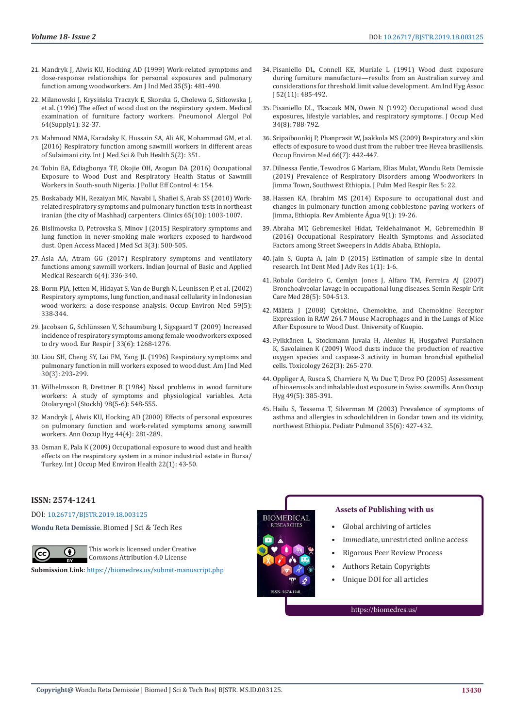21. Mandryk J, Alwis KU, Hocking AD (1999) Work-related symptoms and dose-response relationships for personal exposures and pulmonary function among woodworkers. Am J Ind Med 35(5): 481-490.
22. Milanowski J, Krysińska Traczyk E, Skorska G, Cholewa G, Sitkowska J, et al. (1996) The effect of wood dust on the respiratory system. Medical examination of furniture factory workers. Pneumonol Alergol Pol 64(Supply1): 32-37.
23. Mahmood NMA, Karadaky K, Hussain SA, Ali AK, Mohammad GM, et al. (2016) Respiratory function among sawmill workers in different areas of Sulaimani city. Int J Med Sci & Pub Health 5(2): 351.
24. Tobin EA, Ediagbonya TF, Okojie OH, Asogun DA (2016) Occupational Exposure to Wood Dust and Respiratory Health Status of Sawmill Workers in South-south Nigeria. J Pollut Eff Control 4: 154.
25. Boskabady MH, Rezaiyan MK, Navabi I, Shafiei S, Arab SS (2010) Work-related respiratory symptoms and pulmonary function tests in northeast iranian (the city of Mashhad) carpenters. Clinics 65(10): 1003-1007.
26. Bislimovska D, Petrovska S, Minov J (2015) Respiratory symptoms and lung function in never-smoking male workers exposed to hardwood dust. Open Access Maced J Med Sci 3(3): 500-505.
27. Asia AA, Atram GG (2017) Respiratory symptoms and ventilatory functions among sawmill workers. Indian Journal of Basic and Applied Medical Research 6(4): 336-340.
28. Borm PJA, Jetten M, Hidayat S, Van de Burgh N, Leunissen P, et al. (2002) Respiratory symptoms, lung function, and nasal cellularity in Indonesian wood workers: a dose-response analysis. Occup Environ Med 59(5): 338-344.
29. Jacobsen G, Schlünssen V, Schaumburg I, Sigsgaard T (2009) Increased incidence of respiratory symptoms among female woodworkers exposed to dry wood. Eur Respir J 33(6): 1268-1276.
30. Liou SH, Cheng SY, Lai FM, Yang JL (1996) Respiratory symptoms and pulmonary function in mill workers exposed to wood dust. Am J Ind Med 30(3): 293-299.
31. Wilhelmsson B, Drettner B (1984) Nasal problems in wood furniture workers: A study of symptoms and physiological variables. Acta Otolaryngol (Stockh) 98(5-6): 548-555.
32. Mandryk J, Alwis KU, Hocking AD (2000) Effects of personal exposures on pulmonary function and work-related symptoms among sawmill workers. Ann Occup Hyg 44(4): 281-289.
33. Osman E, Pala K (2009) Occupational exposure to wood dust and health effects on the respiratory system in a minor industrial estate in Bursa/Turkey. Int J Occup Med Environ Health 22(1): 43-50.
34. Pisaniello DL, Connell KE, Muriale L (1991) Wood dust exposure during furniture manufacture—results from an Australian survey and considerations for threshold limit value development. Am Ind Hyg Assoc J 52(11): 485-492.
35. Pisaniello DL, Tkaczuk MN, Owen N (1992) Occupational wood dust exposures, lifestyle variables, and respiratory symptoms. J Occup Med 34(8): 788-792.
36. Sripaiboonkij P, Phanprasit W, Jaakkola MS (2009) Respiratory and skin effects of exposure to wood dust from the rubber tree Hevea brasiliensis. Occup Environ Med 66(7): 442-447.
37. Dilnessa Fentie, Tewodros G Mariam, Elias Mulat, Wondu Reta Demissie (2019) Prevalence of Respiratory Disorders among Woodworkers in Jimma Town, Southwest Ethiopia. J Pulm Med Respir Res 5: 22.
38. Hassen KA, Ibrahim MS (2014) Exposure to occupational dust and changes in pulmonary function among cobblestone paving workers of Jimma, Ethiopia. Rev Ambiente Água 9(1): 19-26.
39. Abraha MT, Gebremeskel Hidat, Teklehaimanot M, Gebremedhin B (2016) Occupational Respiratory Health Symptoms and Associated Factors among Street Sweepers in Addis Ababa, Ethiopia.
40. Jain S, Gupta A, Jain D (2015) Estimation of sample size in dental research. Int Dent Med J Adv Res 1(1): 1-6.
41. Robalo Cordeiro C, Cemlyn Jones J, Alfaro TM, Ferreira AJ (2007) Bronchoalveolar lavage in occupational lung diseases. Semin Respir Crit Care Med 28(5): 504-513.
42. Määttä J (2008) Cytokine, Chemokine, and Chemokine Receptor Expression in RAW 264.7 Mouse Macrophages and in the Lungs of Mice After Exposure to Wood Dust. University of Kuopio.
43. Pylkkänen L, Stockmann Juvala H, Alenius H, Husgafvel Pursiainen K, Savolainen K (2009) Wood dusts induce the production of reactive oxygen species and caspase-3 activity in human bronchial epithelial cells. Toxicology 262(3): 265-270.
44. Oppliger A, Rusca S, Charriere N, Vu Duc T, Droz PO (2005) Assessment of bioaerosols and inhalable dust exposure in Swiss sawmills. Ann Occup Hyg 49(5): 385-391.
45. Hailu S, Tessema T, Silverman M (2003) Prevalence of symptoms of asthma and allergies in schoolchildren in Gondar town and its vicinity, northwest Ethiopia. Pediatr Pulmonol 35(6): 427-432.

**ISSN: 2574-1241**

DOI: 10.26717/BJSTR.2019.18.003125

**Wondu Reta Demissie.** Biomed J Sci & Tech Res

This work is licensed under Creative Commons Attribution 4.0 License

**Submission Link**: https://biomedres.us/submit-manuscript.php

**Assets of Publishing with us**

- Global archiving of articles
- Immediate, unrestricted online access
- Rigorous Peer Review Process
- Authors Retain Copyrights
- Unique DOI for all articles

https://biomedres.us/